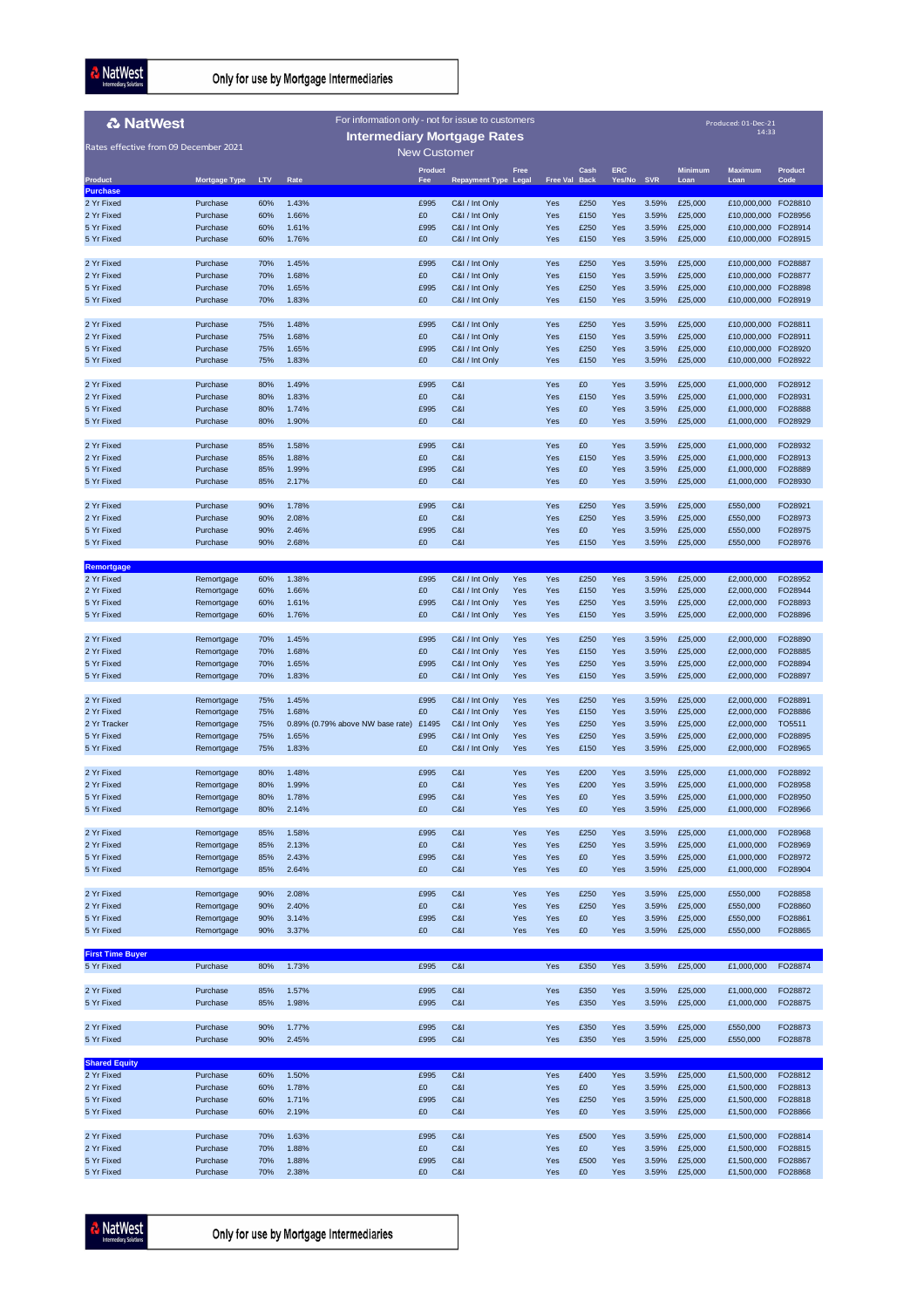Only for use by Mortgage Intermediaries

# NatWest

For information only - not for issue to customers

## Intermediary Mortgage Rates

New Customer

Rates effective from 09 December 2021

Produced: 01-Dec-21 14:33

| Product | Mortgage Type | LTV | Rate | Product Fee | Repayment Type | Free Legal | Free Val | Cash Back | ERC Yes/No | SVR | Minimum Loan | Maximum Loan | Product Code |
|---|---|---|---|---|---|---|---|---|---|---|---|---|---|
| **Purchase** | | | | | | | | | | | | | |
| 2 Yr Fixed | Purchase | 60% | 1.43% | £995 | C&I / Int Only | | Yes | £250 | Yes | 3.59% | £25,000 | £10,000,000 | FO28810 |
| 2 Yr Fixed | Purchase | 60% | 1.66% | £0 | C&I / Int Only | | Yes | £150 | Yes | 3.59% | £25,000 | £10,000,000 | FO28956 |
| 5 Yr Fixed | Purchase | 60% | 1.61% | £995 | C&I / Int Only | | Yes | £250 | Yes | 3.59% | £25,000 | £10,000,000 | FO28914 |
| 5 Yr Fixed | Purchase | 60% | 1.76% | £0 | C&I / Int Only | | Yes | £150 | Yes | 3.59% | £25,000 | £10,000,000 | FO28915 |
| 2 Yr Fixed | Purchase | 70% | 1.45% | £995 | C&I / Int Only | | Yes | £250 | Yes | 3.59% | £25,000 | £10,000,000 | FO28887 |
| 2 Yr Fixed | Purchase | 70% | 1.68% | £0 | C&I / Int Only | | Yes | £150 | Yes | 3.59% | £25,000 | £10,000,000 | FO28877 |
| 5 Yr Fixed | Purchase | 70% | 1.65% | £995 | C&I / Int Only | | Yes | £250 | Yes | 3.59% | £25,000 | £10,000,000 | FO28898 |
| 5 Yr Fixed | Purchase | 70% | 1.83% | £0 | C&I / Int Only | | Yes | £150 | Yes | 3.59% | £25,000 | £10,000,000 | FO28919 |
| 2 Yr Fixed | Purchase | 75% | 1.48% | £995 | C&I / Int Only | | Yes | £250 | Yes | 3.59% | £25,000 | £10,000,000 | FO28811 |
| 2 Yr Fixed | Purchase | 75% | 1.68% | £0 | C&I / Int Only | | Yes | £150 | Yes | 3.59% | £25,000 | £10,000,000 | FO28911 |
| 5 Yr Fixed | Purchase | 75% | 1.65% | £995 | C&I / Int Only | | Yes | £250 | Yes | 3.59% | £25,000 | £10,000,000 | FO28920 |
| 5 Yr Fixed | Purchase | 75% | 1.83% | £0 | C&I / Int Only | | Yes | £150 | Yes | 3.59% | £25,000 | £10,000,000 | FO28922 |
| 2 Yr Fixed | Purchase | 80% | 1.49% | £995 | C&I | | Yes | £0 | Yes | 3.59% | £25,000 | £1,000,000 | FO28912 |
| 2 Yr Fixed | Purchase | 80% | 1.83% | £0 | C&I | | Yes | £150 | Yes | 3.59% | £25,000 | £1,000,000 | FO28931 |
| 5 Yr Fixed | Purchase | 80% | 1.74% | £995 | C&I | | Yes | £0 | Yes | 3.59% | £25,000 | £1,000,000 | FO28888 |
| 5 Yr Fixed | Purchase | 80% | 1.90% | £0 | C&I | | Yes | £0 | Yes | 3.59% | £25,000 | £1,000,000 | FO28929 |
| 2 Yr Fixed | Purchase | 85% | 1.58% | £995 | C&I | | Yes | £0 | Yes | 3.59% | £25,000 | £1,000,000 | FO28932 |
| 2 Yr Fixed | Purchase | 85% | 1.88% | £0 | C&I | | Yes | £150 | Yes | 3.59% | £25,000 | £1,000,000 | FO28913 |
| 5 Yr Fixed | Purchase | 85% | 1.99% | £995 | C&I | | Yes | £0 | Yes | 3.59% | £25,000 | £1,000,000 | FO28889 |
| 5 Yr Fixed | Purchase | 85% | 2.17% | £0 | C&I | | Yes | £0 | Yes | 3.59% | £25,000 | £1,000,000 | FO28930 |
| 2 Yr Fixed | Purchase | 90% | 1.78% | £995 | C&I | | Yes | £250 | Yes | 3.59% | £25,000 | £550,000 | FO28921 |
| 2 Yr Fixed | Purchase | 90% | 2.08% | £0 | C&I | | Yes | £250 | Yes | 3.59% | £25,000 | £550,000 | FO28973 |
| 5 Yr Fixed | Purchase | 90% | 2.46% | £995 | C&I | | Yes | £0 | Yes | 3.59% | £25,000 | £550,000 | FO28975 |
| 5 Yr Fixed | Purchase | 90% | 2.68% | £0 | C&I | | Yes | £150 | Yes | 3.59% | £25,000 | £550,000 | FO28976 |
| **Remortgage** | | | | | | | | | | | | | |
| 2 Yr Fixed | Remortgage | 60% | 1.38% | £995 | C&I / Int Only | Yes | Yes | £250 | Yes | 3.59% | £25,000 | £2,000,000 | FO28952 |
| 2 Yr Fixed | Remortgage | 60% | 1.66% | £0 | C&I / Int Only | Yes | Yes | £150 | Yes | 3.59% | £25,000 | £2,000,000 | FO28944 |
| 5 Yr Fixed | Remortgage | 60% | 1.61% | £995 | C&I / Int Only | Yes | Yes | £250 | Yes | 3.59% | £25,000 | £2,000,000 | FO28893 |
| 5 Yr Fixed | Remortgage | 60% | 1.76% | £0 | C&I / Int Only | Yes | Yes | £150 | Yes | 3.59% | £25,000 | £2,000,000 | FO28896 |
| 2 Yr Fixed | Remortgage | 70% | 1.45% | £995 | C&I / Int Only | Yes | Yes | £250 | Yes | 3.59% | £25,000 | £2,000,000 | FO28890 |
| 2 Yr Fixed | Remortgage | 70% | 1.68% | £0 | C&I / Int Only | Yes | Yes | £150 | Yes | 3.59% | £25,000 | £2,000,000 | FO28885 |
| 5 Yr Fixed | Remortgage | 70% | 1.65% | £995 | C&I / Int Only | Yes | Yes | £250 | Yes | 3.59% | £25,000 | £2,000,000 | FO28894 |
| 5 Yr Fixed | Remortgage | 70% | 1.83% | £0 | C&I / Int Only | Yes | Yes | £150 | Yes | 3.59% | £25,000 | £2,000,000 | FO28897 |
| 2 Yr Fixed | Remortgage | 75% | 1.45% | £995 | C&I / Int Only | Yes | Yes | £250 | Yes | 3.59% | £25,000 | £2,000,000 | FO28891 |
| 2 Yr Fixed | Remortgage | 75% | 1.68% | £0 | C&I / Int Only | Yes | Yes | £150 | Yes | 3.59% | £25,000 | £2,000,000 | FO28886 |
| 2 Yr Tracker | Remortgage | 75% | 0.89% (0.79% above NW base rate) | £1495 | C&I / Int Only | Yes | Yes | £250 | Yes | 3.59% | £25,000 | £2,000,000 | TO5511 |
| 5 Yr Fixed | Remortgage | 75% | 1.65% | £995 | C&I / Int Only | Yes | Yes | £250 | Yes | 3.59% | £25,000 | £2,000,000 | FO28895 |
| 5 Yr Fixed | Remortgage | 75% | 1.83% | £0 | C&I / Int Only | Yes | Yes | £150 | Yes | 3.59% | £25,000 | £2,000,000 | FO28965 |
| 2 Yr Fixed | Remortgage | 80% | 1.48% | £995 | C&I | Yes | Yes | £200 | Yes | 3.59% | £25,000 | £1,000,000 | FO28892 |
| 2 Yr Fixed | Remortgage | 80% | 1.99% | £0 | C&I | Yes | Yes | £200 | Yes | 3.59% | £25,000 | £1,000,000 | FO28958 |
| 5 Yr Fixed | Remortgage | 80% | 1.78% | £995 | C&I | Yes | Yes | £0 | Yes | 3.59% | £25,000 | £1,000,000 | FO28950 |
| 5 Yr Fixed | Remortgage | 80% | 2.14% | £0 | C&I | Yes | Yes | £0 | Yes | 3.59% | £25,000 | £1,000,000 | FO28966 |
| 2 Yr Fixed | Remortgage | 85% | 1.58% | £995 | C&I | Yes | Yes | £250 | Yes | 3.59% | £25,000 | £1,000,000 | FO28968 |
| 2 Yr Fixed | Remortgage | 85% | 2.13% | £0 | C&I | Yes | Yes | £250 | Yes | 3.59% | £25,000 | £1,000,000 | FO28969 |
| 5 Yr Fixed | Remortgage | 85% | 2.43% | £995 | C&I | Yes | Yes | £0 | Yes | 3.59% | £25,000 | £1,000,000 | FO28972 |
| 5 Yr Fixed | Remortgage | 85% | 2.64% | £0 | C&I | Yes | Yes | £0 | Yes | 3.59% | £25,000 | £1,000,000 | FO28904 |
| 2 Yr Fixed | Remortgage | 90% | 2.08% | £995 | C&I | Yes | Yes | £250 | Yes | 3.59% | £25,000 | £550,000 | FO28858 |
| 2 Yr Fixed | Remortgage | 90% | 2.40% | £0 | C&I | Yes | Yes | £250 | Yes | 3.59% | £25,000 | £550,000 | FO28860 |
| 5 Yr Fixed | Remortgage | 90% | 3.14% | £995 | C&I | Yes | Yes | £0 | Yes | 3.59% | £25,000 | £550,000 | FO28861 |
| 5 Yr Fixed | Remortgage | 90% | 3.37% | £0 | C&I | Yes | Yes | £0 | Yes | 3.59% | £25,000 | £550,000 | FO28865 |
| **First Time Buyer** | | | | | | | | | | | | | |
| 5 Yr Fixed | Purchase | 80% | 1.73% | £995 | C&I | | Yes | £350 | Yes | 3.59% | £25,000 | £1,000,000 | FO28874 |
| 2 Yr Fixed | Purchase | 85% | 1.57% | £995 | C&I | | Yes | £350 | Yes | 3.59% | £25,000 | £1,000,000 | FO28872 |
| 5 Yr Fixed | Purchase | 85% | 1.98% | £995 | C&I | | Yes | £350 | Yes | 3.59% | £25,000 | £1,000,000 | FO28875 |
| 2 Yr Fixed | Purchase | 90% | 1.77% | £995 | C&I | | Yes | £350 | Yes | 3.59% | £25,000 | £550,000 | FO28873 |
| 5 Yr Fixed | Purchase | 90% | 2.45% | £995 | C&I | | Yes | £350 | Yes | 3.59% | £25,000 | £550,000 | FO28878 |
| **Shared Equity** | | | | | | | | | | | | | |
| 2 Yr Fixed | Purchase | 60% | 1.50% | £995 | C&I | | Yes | £400 | Yes | 3.59% | £25,000 | £1,500,000 | FO28812 |
| 2 Yr Fixed | Purchase | 60% | 1.78% | £0 | C&I | | Yes | £0 | Yes | 3.59% | £25,000 | £1,500,000 | FO28813 |
| 5 Yr Fixed | Purchase | 60% | 1.71% | £995 | C&I | | Yes | £250 | Yes | 3.59% | £25,000 | £1,500,000 | FO28818 |
| 5 Yr Fixed | Purchase | 60% | 2.19% | £0 | C&I | | Yes | £0 | Yes | 3.59% | £25,000 | £1,500,000 | FO28866 |
| 2 Yr Fixed | Purchase | 70% | 1.63% | £995 | C&I | | Yes | £500 | Yes | 3.59% | £25,000 | £1,500,000 | FO28814 |
| 2 Yr Fixed | Purchase | 70% | 1.88% | £0 | C&I | | Yes | £0 | Yes | 3.59% | £25,000 | £1,500,000 | FO28815 |
| 5 Yr Fixed | Purchase | 70% | 1.88% | £995 | C&I | | Yes | £500 | Yes | 3.59% | £25,000 | £1,500,000 | FO28867 |
| 5 Yr Fixed | Purchase | 70% | 2.38% | £0 | C&I | | Yes | £0 | Yes | 3.59% | £25,000 | £1,500,000 | FO28868 |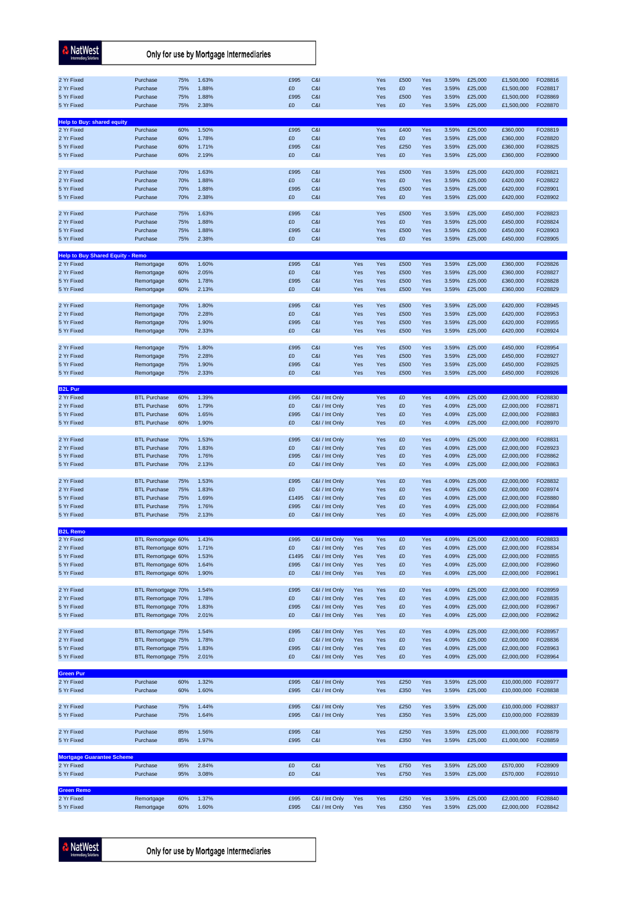| | | | | | | | | | | | | | |
|---|---|---|---|---|---|---|---|---|---|---|---|---|---|
| 2 Yr Fixed | Purchase | 75% | 1.63% | £995 | C&I | | Yes | £500 | Yes | 3.59% | £25,000 | £1,500,000 | FO28816 |
| 2 Yr Fixed | Purchase | 75% | 1.88% | £0 | C&I | | Yes | £0 | Yes | 3.59% | £25,000 | £1,500,000 | FO28817 |
| 5 Yr Fixed | Purchase | 75% | 1.88% | £995 | C&I | | Yes | £500 | Yes | 3.59% | £25,000 | £1,500,000 | FO28869 |
| 5 Yr Fixed | Purchase | 75% | 2.38% | £0 | C&I | | Yes | £0 | Yes | 3.59% | £25,000 | £1,500,000 | FO28870 |
| **Help to Buy: shared equity** | | | | | | | | | | | | | |
| 2 Yr Fixed | Purchase | 60% | 1.50% | £995 | C&I | | Yes | £400 | Yes | 3.59% | £25,000 | £360,000 | FO28819 |
| 2 Yr Fixed | Purchase | 60% | 1.78% | £0 | C&I | | Yes | £0 | Yes | 3.59% | £25,000 | £360,000 | FO28820 |
| 5 Yr Fixed | Purchase | 60% | 1.71% | £995 | C&I | | Yes | £250 | Yes | 3.59% | £25,000 | £360,000 | FO28825 |
| 5 Yr Fixed | Purchase | 60% | 2.19% | £0 | C&I | | Yes | £0 | Yes | 3.59% | £25,000 | £360,000 | FO28900 |
| 2 Yr Fixed | Purchase | 70% | 1.63% | £995 | C&I | | Yes | £500 | Yes | 3.59% | £25,000 | £420,000 | FO28821 |
| 2 Yr Fixed | Purchase | 70% | 1.88% | £0 | C&I | | Yes | £0 | Yes | 3.59% | £25,000 | £420,000 | FO28822 |
| 5 Yr Fixed | Purchase | 70% | 1.88% | £995 | C&I | | Yes | £500 | Yes | 3.59% | £25,000 | £420,000 | FO28901 |
| 5 Yr Fixed | Purchase | 70% | 2.38% | £0 | C&I | | Yes | £0 | Yes | 3.59% | £25,000 | £420,000 | FO28902 |
| 2 Yr Fixed | Purchase | 75% | 1.63% | £995 | C&I | | Yes | £500 | Yes | 3.59% | £25,000 | £450,000 | FO28823 |
| 2 Yr Fixed | Purchase | 75% | 1.88% | £0 | C&I | | Yes | £0 | Yes | 3.59% | £25,000 | £450,000 | FO28824 |
| 5 Yr Fixed | Purchase | 75% | 1.88% | £995 | C&I | | Yes | £500 | Yes | 3.59% | £25,000 | £450,000 | FO28903 |
| 5 Yr Fixed | Purchase | 75% | 2.38% | £0 | C&I | | Yes | £0 | Yes | 3.59% | £25,000 | £450,000 | FO28905 |
| **Help to Buy Shared Equity - Remo** | | | | | | | | | | | | | |
| 2 Yr Fixed | Remortgage | 60% | 1.60% | £995 | C&I | Yes | Yes | £500 | Yes | 3.59% | £25,000 | £360,000 | FO28826 |
| 2 Yr Fixed | Remortgage | 60% | 2.05% | £0 | C&I | Yes | Yes | £500 | Yes | 3.59% | £25,000 | £360,000 | FO28827 |
| 5 Yr Fixed | Remortgage | 60% | 1.78% | £995 | C&I | Yes | Yes | £500 | Yes | 3.59% | £25,000 | £360,000 | FO28828 |
| 5 Yr Fixed | Remortgage | 60% | 2.13% | £0 | C&I | Yes | Yes | £500 | Yes | 3.59% | £25,000 | £360,000 | FO28829 |
| 2 Yr Fixed | Remortgage | 70% | 1.80% | £995 | C&I | Yes | Yes | £500 | Yes | 3.59% | £25,000 | £420,000 | FO28945 |
| 2 Yr Fixed | Remortgage | 70% | 2.28% | £0 | C&I | Yes | Yes | £500 | Yes | 3.59% | £25,000 | £420,000 | FO28953 |
| 5 Yr Fixed | Remortgage | 70% | 1.90% | £995 | C&I | Yes | Yes | £500 | Yes | 3.59% | £25,000 | £420,000 | FO28955 |
| 5 Yr Fixed | Remortgage | 70% | 2.33% | £0 | C&I | Yes | Yes | £500 | Yes | 3.59% | £25,000 | £420,000 | FO28924 |
| 2 Yr Fixed | Remortgage | 75% | 1.80% | £995 | C&I | Yes | Yes | £500 | Yes | 3.59% | £25,000 | £450,000 | FO28954 |
| 2 Yr Fixed | Remortgage | 75% | 2.28% | £0 | C&I | Yes | Yes | £500 | Yes | 3.59% | £25,000 | £450,000 | FO28927 |
| 5 Yr Fixed | Remortgage | 75% | 1.90% | £995 | C&I | Yes | Yes | £500 | Yes | 3.59% | £25,000 | £450,000 | FO28925 |
| 5 Yr Fixed | Remortgage | 75% | 2.33% | £0 | C&I | Yes | Yes | £500 | Yes | 3.59% | £25,000 | £450,000 | FO28926 |
| **B2L Pur** | | | | | | | | | | | | | |
| 2 Yr Fixed | BTL Purchase | 60% | 1.39% | £995 | C&I / Int Only | | Yes | £0 | Yes | 4.09% | £25,000 | £2,000,000 | FO28830 |
| 2 Yr Fixed | BTL Purchase | 60% | 1.79% | £0 | C&I / Int Only | | Yes | £0 | Yes | 4.09% | £25,000 | £2,000,000 | FO28871 |
| 5 Yr Fixed | BTL Purchase | 60% | 1.65% | £995 | C&I / Int Only | | Yes | £0 | Yes | 4.09% | £25,000 | £2,000,000 | FO28883 |
| 5 Yr Fixed | BTL Purchase | 60% | 1.90% | £0 | C&I / Int Only | | Yes | £0 | Yes | 4.09% | £25,000 | £2,000,000 | FO28970 |
| 2 Yr Fixed | BTL Purchase | 70% | 1.53% | £995 | C&I / Int Only | | Yes | £0 | Yes | 4.09% | £25,000 | £2,000,000 | FO28831 |
| 2 Yr Fixed | BTL Purchase | 70% | 1.83% | £0 | C&I / Int Only | | Yes | £0 | Yes | 4.09% | £25,000 | £2,000,000 | FO28923 |
| 5 Yr Fixed | BTL Purchase | 70% | 1.76% | £995 | C&I / Int Only | | Yes | £0 | Yes | 4.09% | £25,000 | £2,000,000 | FO28862 |
| 5 Yr Fixed | BTL Purchase | 70% | 2.13% | £0 | C&I / Int Only | | Yes | £0 | Yes | 4.09% | £25,000 | £2,000,000 | FO28863 |
| 2 Yr Fixed | BTL Purchase | 75% | 1.53% | £995 | C&I / Int Only | | Yes | £0 | Yes | 4.09% | £25,000 | £2,000,000 | FO28832 |
| 2 Yr Fixed | BTL Purchase | 75% | 1.83% | £0 | C&I / Int Only | | Yes | £0 | Yes | 4.09% | £25,000 | £2,000,000 | FO28974 |
| 5 Yr Fixed | BTL Purchase | 75% | 1.69% | £1495 | C&I / Int Only | | Yes | £0 | Yes | 4.09% | £25,000 | £2,000,000 | FO28880 |
| 5 Yr Fixed | BTL Purchase | 75% | 1.76% | £995 | C&I / Int Only | | Yes | £0 | Yes | 4.09% | £25,000 | £2,000,000 | FO28864 |
| 5 Yr Fixed | BTL Purchase | 75% | 2.13% | £0 | C&I / Int Only | | Yes | £0 | Yes | 4.09% | £25,000 | £2,000,000 | FO28876 |
| **B2L Remo** | | | | | | | | | | | | | |
| 2 Yr Fixed | BTL Remortgage | 60% | 1.43% | £995 | C&I / Int Only | Yes | Yes | £0 | Yes | 4.09% | £25,000 | £2,000,000 | FO28833 |
| 2 Yr Fixed | BTL Remortgage | 60% | 1.71% | £0 | C&I / Int Only | Yes | Yes | £0 | Yes | 4.09% | £25,000 | £2,000,000 | FO28834 |
| 5 Yr Fixed | BTL Remortgage | 60% | 1.53% | £1495 | C&I / Int Only | Yes | Yes | £0 | Yes | 4.09% | £25,000 | £2,000,000 | FO28855 |
| 5 Yr Fixed | BTL Remortgage | 60% | 1.64% | £995 | C&I / Int Only | Yes | Yes | £0 | Yes | 4.09% | £25,000 | £2,000,000 | FO28960 |
| 5 Yr Fixed | BTL Remortgage | 60% | 1.90% | £0 | C&I / Int Only | Yes | Yes | £0 | Yes | 4.09% | £25,000 | £2,000,000 | FO28961 |
| 2 Yr Fixed | BTL Remortgage | 70% | 1.54% | £995 | C&I / Int Only | Yes | Yes | £0 | Yes | 4.09% | £25,000 | £2,000,000 | FO28959 |
| 2 Yr Fixed | BTL Remortgage | 70% | 1.78% | £0 | C&I / Int Only | Yes | Yes | £0 | Yes | 4.09% | £25,000 | £2,000,000 | FO28835 |
| 5 Yr Fixed | BTL Remortgage | 70% | 1.83% | £995 | C&I / Int Only | Yes | Yes | £0 | Yes | 4.09% | £25,000 | £2,000,000 | FO28967 |
| 5 Yr Fixed | BTL Remortgage | 70% | 2.01% | £0 | C&I / Int Only | Yes | Yes | £0 | Yes | 4.09% | £25,000 | £2,000,000 | FO28962 |
| 2 Yr Fixed | BTL Remortgage | 75% | 1.54% | £995 | C&I / Int Only | Yes | Yes | £0 | Yes | 4.09% | £25,000 | £2,000,000 | FO28957 |
| 2 Yr Fixed | BTL Remortgage | 75% | 1.78% | £0 | C&I / Int Only | Yes | Yes | £0 | Yes | 4.09% | £25,000 | £2,000,000 | FO28836 |
| 5 Yr Fixed | BTL Remortgage | 75% | 1.83% | £995 | C&I / Int Only | Yes | Yes | £0 | Yes | 4.09% | £25,000 | £2,000,000 | FO28963 |
| 5 Yr Fixed | BTL Remortgage | 75% | 2.01% | £0 | C&I / Int Only | Yes | Yes | £0 | Yes | 4.09% | £25,000 | £2,000,000 | FO28964 |
| **Green Pur** | | | | | | | | | | | | | |
| 2 Yr Fixed | Purchase | 60% | 1.32% | £995 | C&I / Int Only | | Yes | £250 | Yes | 3.59% | £25,000 | £10,000,000 | FO28977 |
| 5 Yr Fixed | Purchase | 60% | 1.60% | £995 | C&I / Int Only | | Yes | £350 | Yes | 3.59% | £25,000 | £10,000,000 | FO28838 |
| 2 Yr Fixed | Purchase | 75% | 1.44% | £995 | C&I / Int Only | | Yes | £250 | Yes | 3.59% | £25,000 | £10,000,000 | FO28837 |
| 5 Yr Fixed | Purchase | 75% | 1.64% | £995 | C&I / Int Only | | Yes | £350 | Yes | 3.59% | £25,000 | £10,000,000 | FO28839 |
| 2 Yr Fixed | Purchase | 85% | 1.56% | £995 | C&I | | Yes | £250 | Yes | 3.59% | £25,000 | £1,000,000 | FO28879 |
| 5 Yr Fixed | Purchase | 85% | 1.97% | £995 | C&I | | Yes | £350 | Yes | 3.59% | £25,000 | £1,000,000 | FO28859 |
| **Mortgage Guarantee Scheme** | | | | | | | | | | | | | |
| 2 Yr Fixed | Purchase | 95% | 2.84% | £0 | C&I | | Yes | £750 | Yes | 3.59% | £25,000 | £570,000 | FO28909 |
| 5 Yr Fixed | Purchase | 95% | 3.08% | £0 | C&I | | Yes | £750 | Yes | 3.59% | £25,000 | £570,000 | FO28910 |
| **Green Remo** | | | | | | | | | | | | | |
| 2 Yr Fixed | Remortgage | 60% | 1.37% | £995 | C&I / Int Only | Yes | Yes | £250 | Yes | 3.59% | £25,000 | £2,000,000 | FO28840 |
| 5 Yr Fixed | Remortgage | 60% | 1.60% | £995 | C&I / Int Only | Yes | Yes | £350 | Yes | 3.59% | £25,000 | £2,000,000 | FO28842 |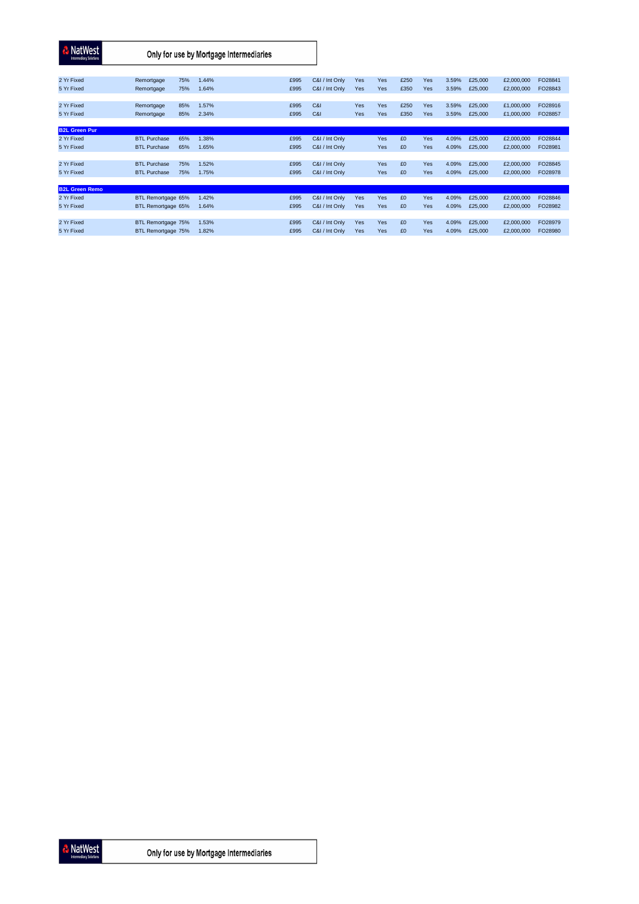| | | | | | | | | | | | | | |
|---|---|---|---|---|---|---|---|---|---|---|---|---|---|
| 2 Yr Fixed | Remortgage | 75% | 1.44% | £995 | C&I / Int Only | Yes | Yes | £250 | Yes | 3.59% | £25,000 | £2,000,000 | FO28841 |
| 5 Yr Fixed | Remortgage | 75% | 1.64% | £995 | C&I / Int Only | Yes | Yes | £350 | Yes | 3.59% | £25,000 | £2,000,000 | FO28843 |
| | | | | | | | | | | | | | |
| 2 Yr Fixed | Remortgage | 85% | 1.57% | £995 | C&I | Yes | Yes | £250 | Yes | 3.59% | £25,000 | £1,000,000 | FO28916 |
| 5 Yr Fixed | Remortgage | 85% | 2.34% | £995 | C&I | Yes | Yes | £350 | Yes | 3.59% | £25,000 | £1,000,000 | FO28857 |
| | | | | | | | | | | | | | |
| **B2L Green Pur** | | | | | | | | | | | | | |
| 2 Yr Fixed | BTL Purchase | 65% | 1.38% | £995 | C&I / Int Only | | Yes | £0 | Yes | 4.09% | £25,000 | £2,000,000 | FO28844 |
| 5 Yr Fixed | BTL Purchase | 65% | 1.65% | £995 | C&I / Int Only | | Yes | £0 | Yes | 4.09% | £25,000 | £2,000,000 | FO28981 |
| | | | | | | | | | | | | | |
| 2 Yr Fixed | BTL Purchase | 75% | 1.52% | £995 | C&I / Int Only | | Yes | £0 | Yes | 4.09% | £25,000 | £2,000,000 | FO28845 |
| 5 Yr Fixed | BTL Purchase | 75% | 1.75% | £995 | C&I / Int Only | | Yes | £0 | Yes | 4.09% | £25,000 | £2,000,000 | FO28978 |
| | | | | | | | | | | | | | |
| **B2L Green Remo** | | | | | | | | | | | | | |
| 2 Yr Fixed | BTL Remortgage | 65% | 1.42% | £995 | C&I / Int Only | Yes | Yes | £0 | Yes | 4.09% | £25,000 | £2,000,000 | FO28846 |
| 5 Yr Fixed | BTL Remortgage | 65% | 1.64% | £995 | C&I / Int Only | Yes | Yes | £0 | Yes | 4.09% | £25,000 | £2,000,000 | FO28982 |
| | | | | | | | | | | | | | |
| 2 Yr Fixed | BTL Remortgage | 75% | 1.53% | £995 | C&I / Int Only | Yes | Yes | £0 | Yes | 4.09% | £25,000 | £2,000,000 | FO28979 |
| 5 Yr Fixed | BTL Remortgage | 75% | 1.82% | £995 | C&I / Int Only | Yes | Yes | £0 | Yes | 4.09% | £25,000 | £2,000,000 | FO28980 |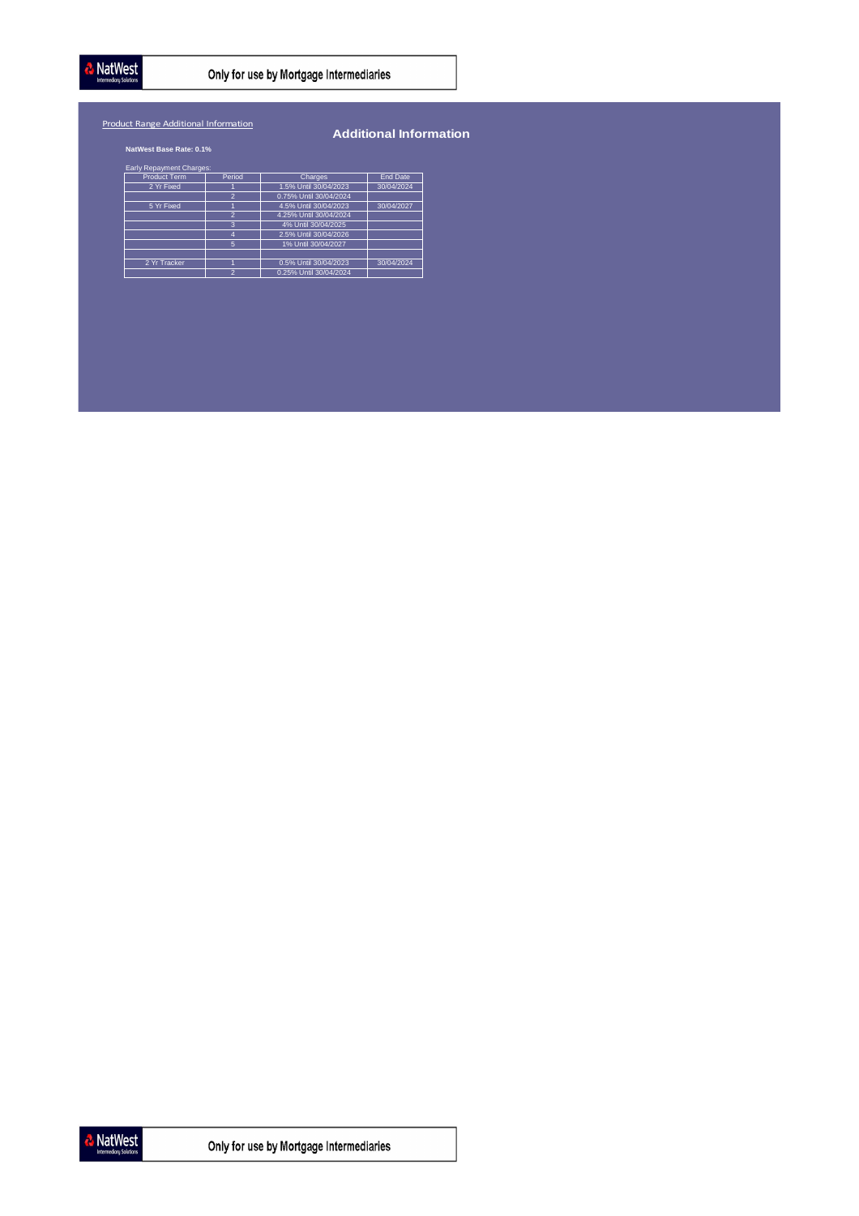Product Range Additional Information

## Additional Information

**NatWest Base Rate: 0.1%**

Early Repayment Charges:

| Product Term | Period | Charges | End Date |
|---|---|---|---|
| 2 Yr Fixed | 1 | 1.5% Until 30/04/2023 | 30/04/2024 |
| | 2 | 0.75% Until 30/04/2024 | |
| 5 Yr Fixed | 1 | 4.5% Until 30/04/2023 | 30/04/2027 |
| | 2 | 4.25% Until 30/04/2024 | |
| | 3 | 4% Until 30/04/2025 | |
| | 4 | 2.5% Until 30/04/2026 | |
| | 5 | 1% Until 30/04/2027 | |
| | | | |
| 2 Yr Tracker | 1 | 0.5% Until 30/04/2023 | 30/04/2024 |
| | 2 | 0.25% Until 30/04/2024 | |